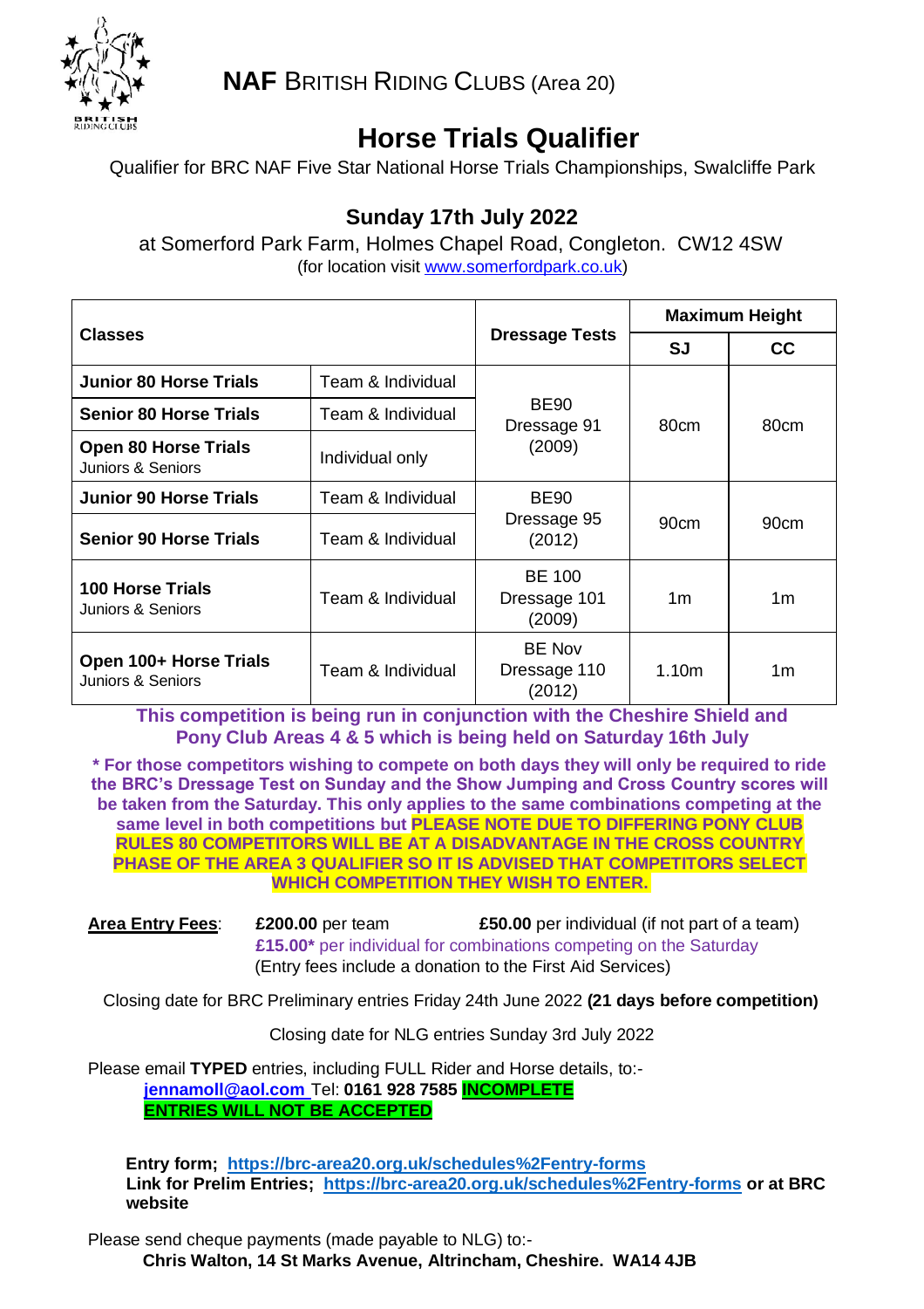**NAF** BRITISH RIDING CLUBS (Area 20)

# Horse Trials Qualifier

Qualifier for BRC NAF Five Star National Horse Trials Championships, Swalcliffe Park

## Sunday 17th July 2022

at Somerford Park Farm, Holmes Chapel Road, Congleton. CW12 4SW
(for location visit www.somerfordpark.co.uk)

| Classes | | Dressage Tests | Maximum Height | |
|---|---|---|---|---|
| | | | SJ | CC |
| **Junior 80 Horse Trials** | Team & Individual | BE90 Dressage 91 (2009) | 80cm | 80cm |
| **Senior 80 Horse Trials** | Team & Individual | | | |
| **Open 80 Horse Trials** Juniors & Seniors | Individual only | | | |
| **Junior 90 Horse Trials** | Team & Individual | BE90 Dressage 95 (2012) | 90cm | 90cm |
| **Senior 90 Horse Trials** | Team & Individual | | | |
| **100 Horse Trials** Juniors & Seniors | Team & Individual | BE 100 Dressage 101 (2009) | 1m | 1m |
| **Open 100+ Horse Trials** Juniors & Seniors | Team & Individual | BE Nov Dressage 110 (2012) | 1.10m | 1m |

**This competition is being run in conjunction with the Cheshire Shield and Pony Club Areas 4 & 5 which is being held on Saturday 16th July**

**\* For those competitors wishing to compete on both days they will only be required to ride the BRC's Dressage Test on Sunday and the Show Jumping and Cross Country scores will be taken from the Saturday. This only applies to the same combinations competing at the same level in both competitions but PLEASE NOTE DUE TO DIFFERING PONY CLUB RULES 80 COMPETITORS WILL BE AT A DISADVANTAGE IN THE CROSS COUNTRY PHASE OF THE AREA 3 QUALIFIER SO IT IS ADVISED THAT COMPETITORS SELECT WHICH COMPETITION THEY WISH TO ENTER.**

**Area Entry Fees**: **£200.00** per team **£50.00** per individual (if not part of a team)
**£15.00\*** per individual for combinations competing on the Saturday
(Entry fees include a donation to the First Aid Services)

Closing date for BRC Preliminary entries Friday 24th June 2022 **(21 days before competition)**

Closing date for NLG entries Sunday 3rd July 2022

Please email **TYPED** entries, including FULL Rider and Horse details, to:-
**jennamoll@aol.com** Tel: **0161 928 7585** **INCOMPLETE ENTRIES WILL NOT BE ACCEPTED**

**Entry form; https://brc-area20.org.uk/schedules%2Fentry-forms**
**Link for Prelim Entries; https://brc-area20.org.uk/schedules%2Fentry-forms or at BRC website**

Please send cheque payments (made payable to NLG) to:-
**Chris Walton, 14 St Marks Avenue, Altrincham, Cheshire. WA14 4JB**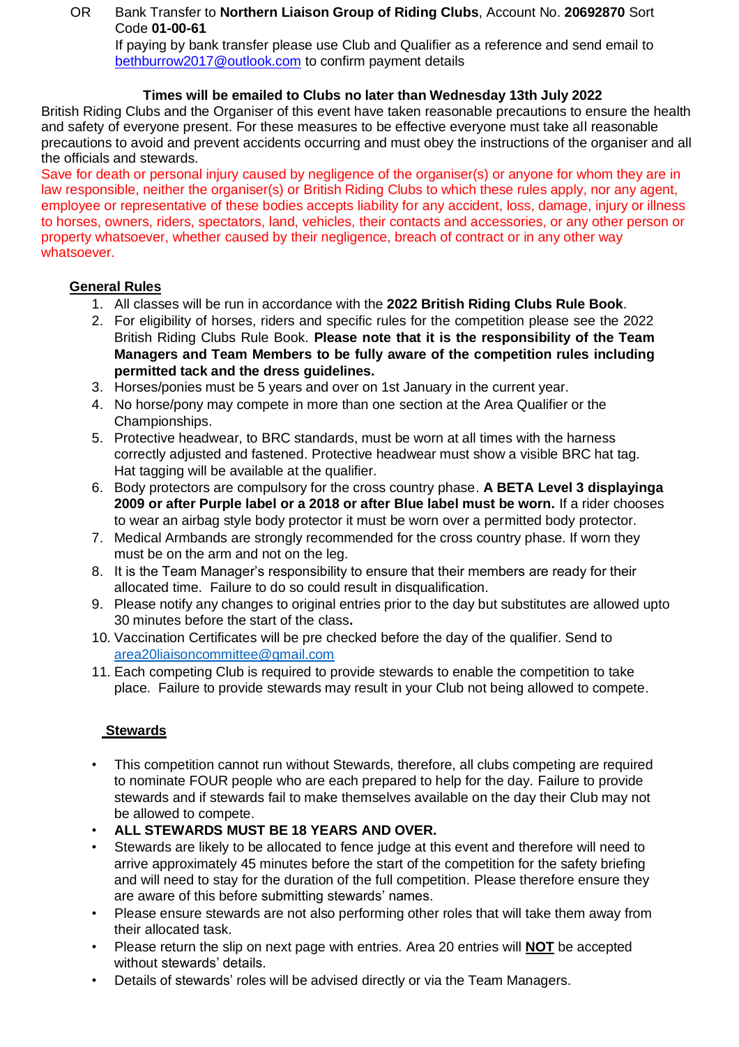OR Bank Transfer to **Northern Liaison Group of Riding Clubs**, Account No. **20692870** Sort Code **01-00-61**
If paying by bank transfer please use Club and Qualifier as a reference and send email to bethburrow2017@outlook.com to confirm payment details

**Times will be emailed to Clubs no later than Wednesday 13th July 2022**

British Riding Clubs and the Organiser of this event have taken reasonable precautions to ensure the health and safety of everyone present. For these measures to be effective everyone must take all reasonable precautions to avoid and prevent accidents occurring and must obey the instructions of the organiser and all the officials and stewards.

Save for death or personal injury caused by negligence of the organiser(s) or anyone for whom they are in law responsible, neither the organiser(s) or British Riding Clubs to which these rules apply, nor any agent, employee or representative of these bodies accepts liability for any accident, loss, damage, injury or illness to horses, owners, riders, spectators, land, vehicles, their contacts and accessories, or any other person or property whatsoever, whether caused by their negligence, breach of contract or in any other way whatsoever.

## General Rules

1. All classes will be run in accordance with the **2022 British Riding Clubs Rule Book**.
2. For eligibility of horses, riders and specific rules for the competition please see the 2022 British Riding Clubs Rule Book. **Please note that it is the responsibility of the Team Managers and Team Members to be fully aware of the competition rules including permitted tack and the dress guidelines.**
3. Horses/ponies must be 5 years and over on 1st January in the current year.
4. No horse/pony may compete in more than one section at the Area Qualifier or the Championships.
5. Protective headwear, to BRC standards, must be worn at all times with the harness correctly adjusted and fastened. Protective headwear must show a visible BRC hat tag. Hat tagging will be available at the qualifier.
6. Body protectors are compulsory for the cross country phase. **A BETA Level 3 displayinga 2009 or after Purple label or a 2018 or after Blue label must be worn.** If a rider chooses to wear an airbag style body protector it must be worn over a permitted body protector.
7. Medical Armbands are strongly recommended for the cross country phase. If worn they must be on the arm and not on the leg.
8. It is the Team Manager's responsibility to ensure that their members are ready for their allocated time. Failure to do so could result in disqualification.
9. Please notify any changes to original entries prior to the day but substitutes are allowed upto 30 minutes before the start of the class**.**
10. Vaccination Certificates will be pre checked before the day of the qualifier. Send to area20liaisoncommittee@gmail.com
11. Each competing Club is required to provide stewards to enable the competition to take place. Failure to provide stewards may result in your Club not being allowed to compete.

## Stewards

- This competition cannot run without Stewards, therefore, all clubs competing are required to nominate FOUR people who are each prepared to help for the day. Failure to provide stewards and if stewards fail to make themselves available on the day their Club may not be allowed to compete.
- **ALL STEWARDS MUST BE 18 YEARS AND OVER.**
- Stewards are likely to be allocated to fence judge at this event and therefore will need to arrive approximately 45 minutes before the start of the competition for the safety briefing and will need to stay for the duration of the full competition. Please therefore ensure they are aware of this before submitting stewards' names.
- Please ensure stewards are not also performing other roles that will take them away from their allocated task.
- Please return the slip on next page with entries. Area 20 entries will **NOT** be accepted without stewards' details.
- Details of stewards' roles will be advised directly or via the Team Managers.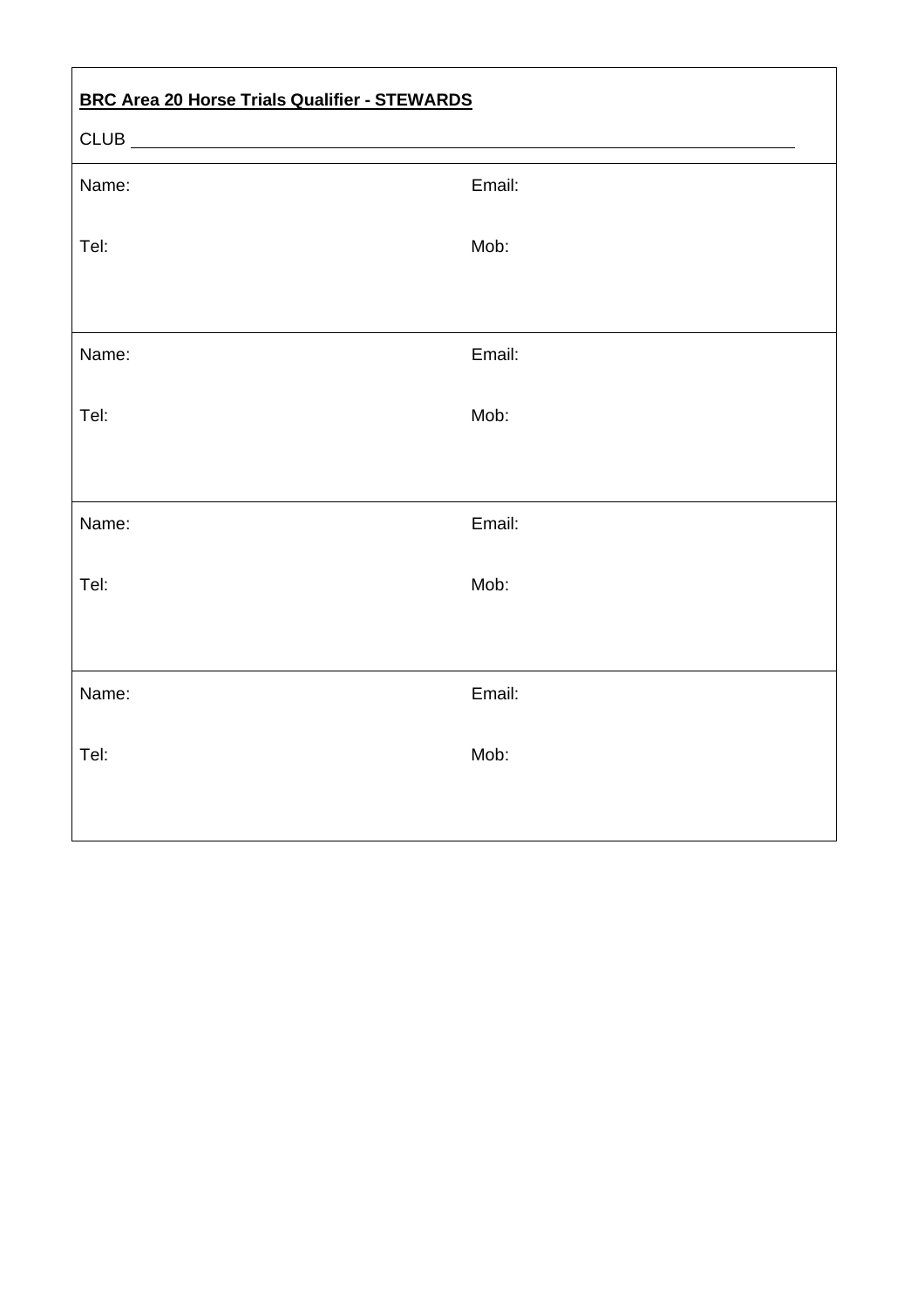**BRC Area 20 Horse Trials Qualifier - STEWARDS**

CLUB ____________________________________________________________

| | |
|---|---|
| Name: | Email: |
| Tel: | Mob: |
| Name: | Email: |
| Tel: | Mob: |
| Name: | Email: |
| Tel: | Mob: |
| Name: | Email: |
| Tel: | Mob: |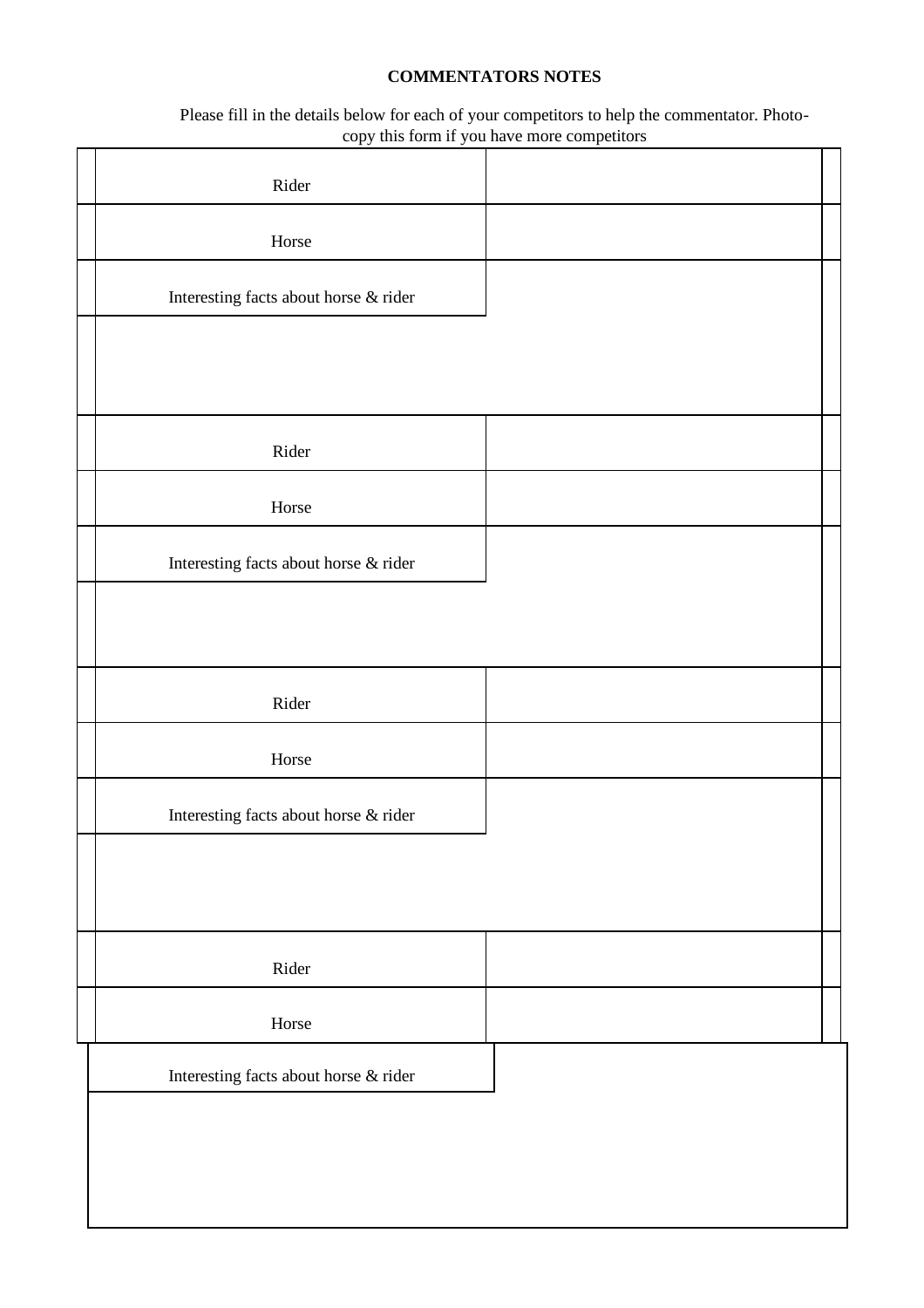**COMMENTATORS NOTES**

Please fill in the details below for each of your competitors to help the commentator. Photo-copy this form if you have more competitors

| | |
|---|---|
| Rider | |
| Horse | |
| Interesting facts about horse & rider | |
| | |

| | |
|---|---|
| Rider | |
| Horse | |
| Interesting facts about horse & rider | |
| | |

| | |
|---|---|
| Rider | |
| Horse | |
| Interesting facts about horse & rider | |
| | |

| | |
|---|---|
| Rider | |
| Horse | |
| Interesting facts about horse & rider | |
| | |